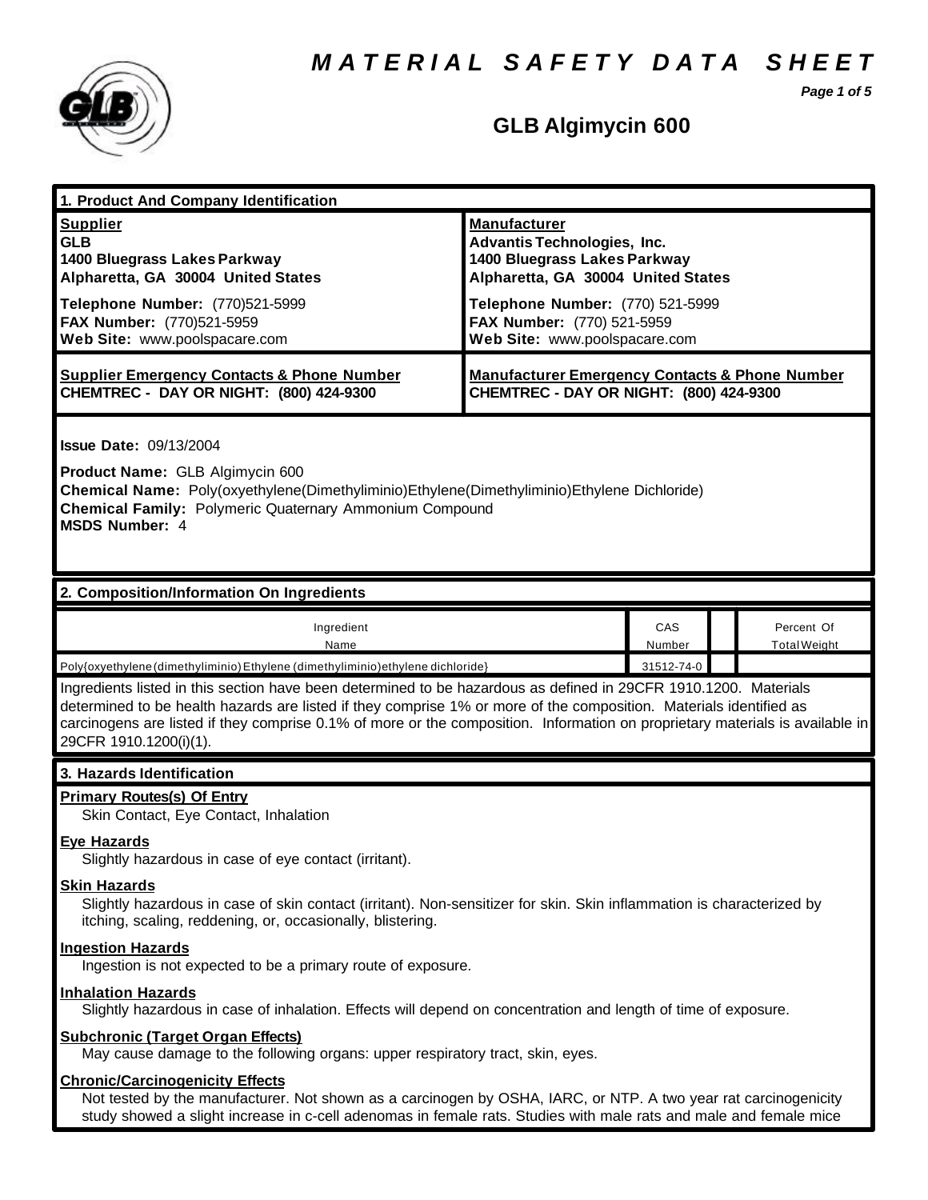# MATERIAL SAFETY DATA SHEET

## GLB Algimycin 600

## 1. Product And Company Identification

| **Supplier** | **Manufacturer** |
|---|---|
| **GLB**<br>**1400 Bluegrass Lakes Parkway**<br>**Alpharetta, GA 30004 United States** | **Advantis Technologies, Inc.**<br>**1400 Bluegrass Lakes Parkway**<br>**Alpharetta, GA 30004 United States** |
| **Telephone Number:** (770)521-5999<br>**FAX Number:** (770)521-5959<br>**Web Site:** www.poolspacare.com | **Telephone Number:** (770) 521-5999<br>**FAX Number:** (770) 521-5959<br>**Web Site:** www.poolspacare.com |
| **Supplier Emergency Contacts & Phone Number**<br>**CHEMTREC - DAY OR NIGHT: (800) 424-9300** | **Manufacturer Emergency Contacts & Phone Number**<br>**CHEMTREC - DAY OR NIGHT: (800) 424-9300** |

**Issue Date:** 09/13/2004

**Product Name:** GLB Algimycin 600
**Chemical Name:** Poly(oxyethylene(Dimethyliminio)Ethylene(Dimethyliminio)Ethylene Dichloride)
**Chemical Family:** Polymeric Quaternary Ammonium Compound
**MSDS Number:** 4

## 2. Composition/Information On Ingredients

| Ingredient Name | CAS Number | | Percent Of Total Weight |
|---|---|---|---|
| Poly{oxyethylene(dimethyliminio)Ethylene (dimethyliminio)ethylene dichloride} | 31512-74-0 | | |

Ingredients listed in this section have been determined to be hazardous as defined in 29CFR 1910.1200. Materials determined to be health hazards are listed if they comprise 1% or more of the composition. Materials identified as carcinogens are listed if they comprise 0.1% of more or the composition. Information on proprietary materials is available in 29CFR 1910.1200(i)(1).

## 3. Hazards Identification

**Primary Routes(s) Of Entry**
Skin Contact, Eye Contact, Inhalation

**Eye Hazards**
Slightly hazardous in case of eye contact (irritant).

**Skin Hazards**
Slightly hazardous in case of skin contact (irritant). Non-sensitizer for skin. Skin inflammation is characterized by itching, scaling, reddening, or, occasionally, blistering.

**Ingestion Hazards**
Ingestion is not expected to be a primary route of exposure.

**Inhalation Hazards**
Slightly hazardous in case of inhalation. Effects will depend on concentration and length of time of exposure.

**Subchronic (Target Organ Effects)**
May cause damage to the following organs: upper respiratory tract, skin, eyes.

**Chronic/Carcinogenicity Effects**
Not tested by the manufacturer. Not shown as a carcinogen by OSHA, IARC, or NTP. A two year rat carcinogenicity study showed a slight increase in c-cell adenomas in female rats. Studies with male rats and male and female mice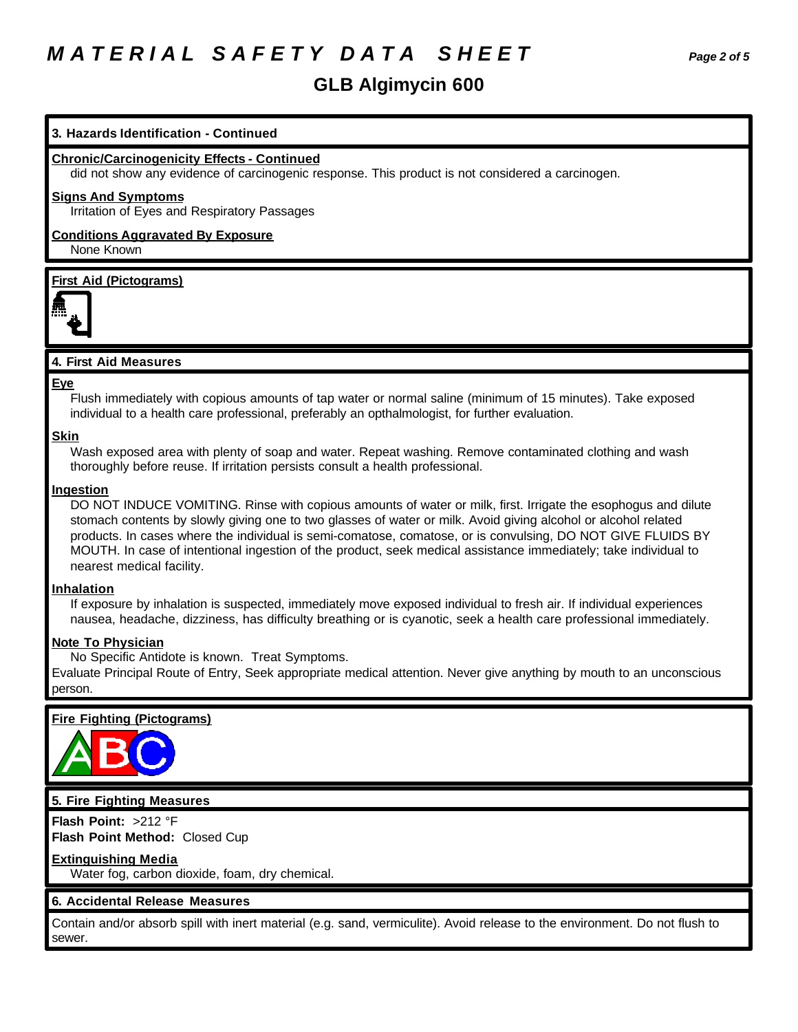# MATERIAL SAFETY DATA SHEET

## GLB Algimycin 600

### 3. Hazards Identification - Continued

**Chronic/Carcinogenicity Effects - Continued**

did not show any evidence of carcinogenic response. This product is not considered a carcinogen.

**Signs And Symptoms**

Irritation of Eyes and Respiratory Passages

**Conditions Aggravated By Exposure**

None Known

**First Aid (Pictograms)**

### 4. First Aid Measures

**Eye**

Flush immediately with copious amounts of tap water or normal saline (minimum of 15 minutes). Take exposed individual to a health care professional, preferably an opthalmologist, for further evaluation.

**Skin**

Wash exposed area with plenty of soap and water. Repeat washing. Remove contaminated clothing and wash thoroughly before reuse. If irritation persists consult a health professional.

**Ingestion**

DO NOT INDUCE VOMITING. Rinse with copious amounts of water or milk, first. Irrigate the esophogus and dilute stomach contents by slowly giving one to two glasses of water or milk. Avoid giving alcohol or alcohol related products. In cases where the individual is semi-comatose, comatose, or is convulsing, DO NOT GIVE FLUIDS BY MOUTH. In case of intentional ingestion of the product, seek medical assistance immediately; take individual to nearest medical facility.

**Inhalation**

If exposure by inhalation is suspected, immediately move exposed individual to fresh air. If individual experiences nausea, headache, dizziness, has difficulty breathing or is cyanotic, seek a health care professional immediately.

**Note To Physician**

No Specific Antidote is known. Treat Symptoms.

Evaluate Principal Route of Entry, Seek appropriate medical attention. Never give anything by mouth to an unconscious person.

**Fire Fighting (Pictograms)**

### 5. Fire Fighting Measures

**Flash Point:** >212 °F

**Flash Point Method:** Closed Cup

**Extinguishing Media**

Water fog, carbon dioxide, foam, dry chemical.

### 6. Accidental Release Measures

Contain and/or absorb spill with inert material (e.g. sand, vermiculite). Avoid release to the environment. Do not flush to sewer.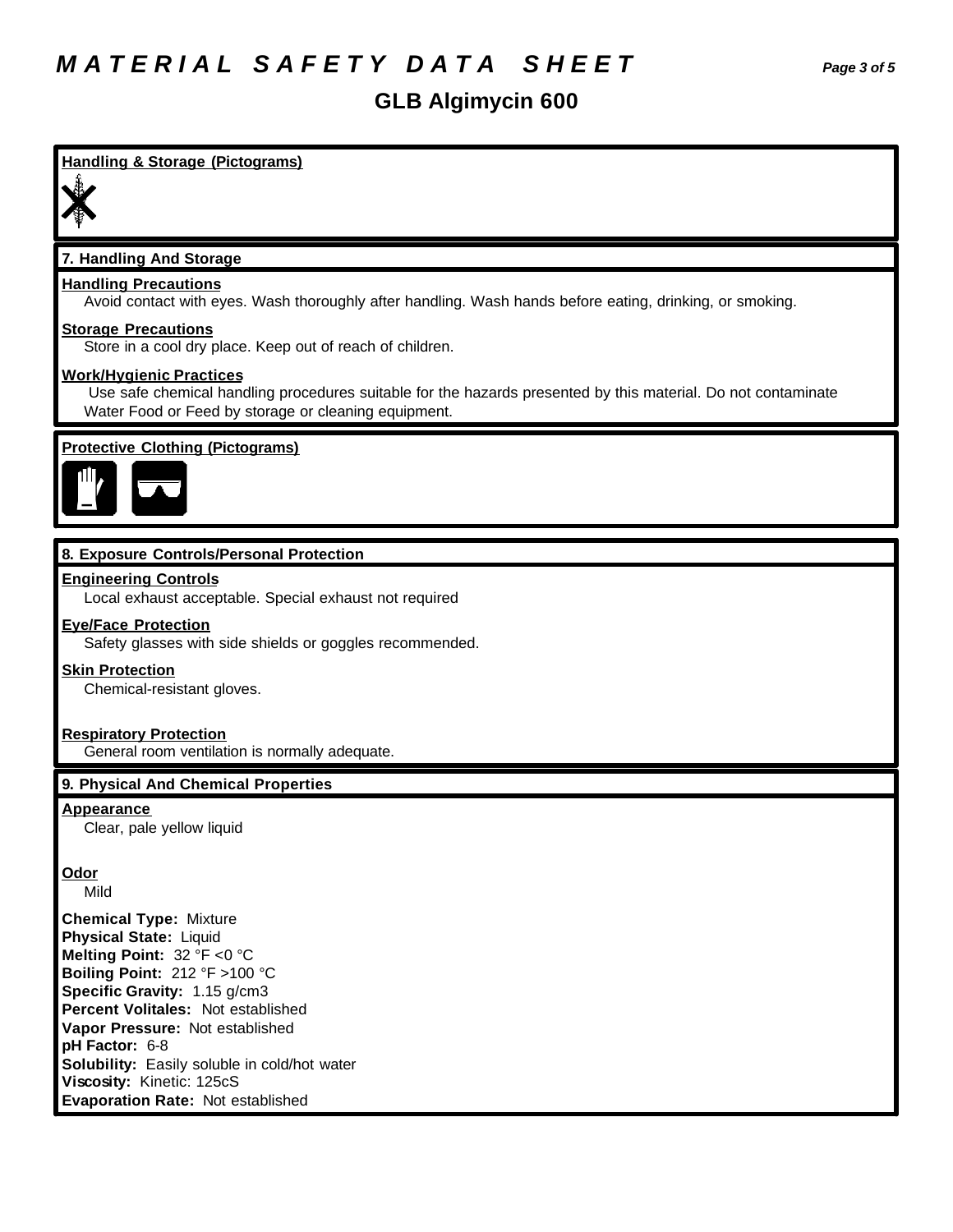# MATERIAL SAFETY DATA SHEET

## GLB Algimycin 600

**Handling & Storage (Pictograms)**

### 7. Handling And Storage

**Handling Precautions**
Avoid contact with eyes. Wash thoroughly after handling. Wash hands before eating, drinking, or smoking.

**Storage Precautions**
Store in a cool dry place. Keep out of reach of children.

**Work/Hygienic Practices**
Use safe chemical handling procedures suitable for the hazards presented by this material. Do not contaminate Water Food or Feed by storage or cleaning equipment.

**Protective Clothing (Pictograms)**

### 8. Exposure Controls/Personal Protection

**Engineering Controls**
Local exhaust acceptable. Special exhaust not required

**Eye/Face Protection**
Safety glasses with side shields or goggles recommended.

**Skin Protection**
Chemical-resistant gloves.

**Respiratory Protection**
General room ventilation is normally adequate.

### 9. Physical And Chemical Properties

**Appearance**
Clear, pale yellow liquid

**Odor**
Mild

**Chemical Type:** Mixture
**Physical State:** Liquid
**Melting Point:** 32 °F <0 °C
**Boiling Point:** 212 °F >100 °C
**Specific Gravity:** 1.15 g/cm3
**Percent Volitales:** Not established
**Vapor Pressure:** Not established
**pH Factor:** 6-8
**Solubility:** Easily soluble in cold/hot water
**Viscosity:** Kinetic: 125cS
**Evaporation Rate:** Not established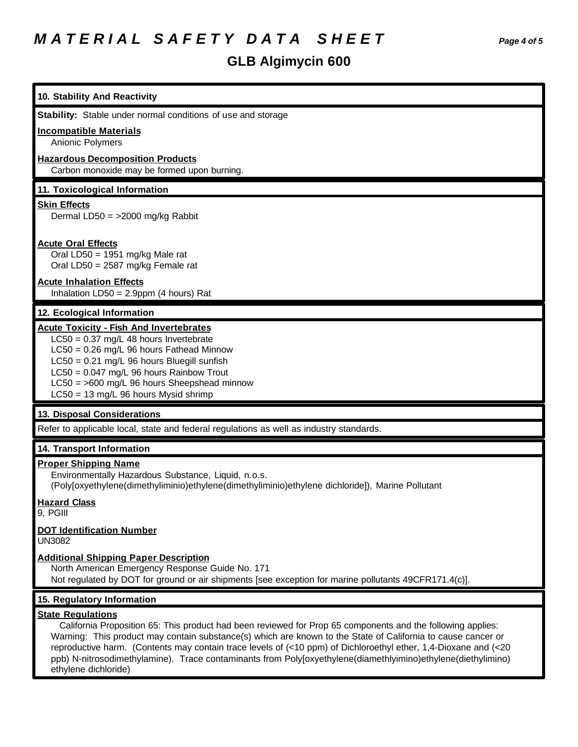# MATERIAL SAFETY DATA SHEET

## GLB Algimycin 600

### 10. Stability And Reactivity

**Stability:** Stable under normal conditions of use and storage

**Incompatible Materials**

Anionic Polymers

**Hazardous Decomposition Products**

Carbon monoxide may be formed upon burning.

### 11. Toxicological Information

**Skin Effects**

Dermal LD50 = >2000 mg/kg Rabbit

**Acute Oral Effects**

Oral LD50 = 1951 mg/kg Male rat
Oral LD50 = 2587 mg/kg Female rat

**Acute Inhalation Effects**

Inhalation LD50 = 2.9ppm (4 hours) Rat

### 12. Ecological Information

**Acute Toxicity - Fish And Invertebrates**

LC50 = 0.37 mg/L 48 hours Invertebrate
LC50 = 0.26 mg/L 96 hours Fathead Minnow
LC50 = 0.21 mg/L 96 hours Bluegill sunfish
LC50 = 0.047 mg/L 96 hours Rainbow Trout
LC50 = >600 mg/L 96 hours Sheepshead minnow
LC50 = 13 mg/L 96 hours Mysid shrimp

### 13. Disposal Considerations

Refer to applicable local, state and federal regulations as well as industry standards.

### 14. Transport Information

**Proper Shipping Name**

Environmentally Hazardous Substance, Liquid, n.o.s.
(Poly[oxyethylene(dimethyliminio)ethylene(dimethyliminio)ethylene dichloride]), Marine Pollutant

**Hazard Class**

9, PGIII

**DOT Identification Number**

UN3082

**Additional Shipping Paper Description**

North American Emergency Response Guide No. 171
Not regulated by DOT for ground or air shipments [see exception for marine pollutants 49CFR171.4(c)].

### 15. Regulatory Information

**State Regulations**

California Proposition 65: This product had been reviewed for Prop 65 components and the following applies: Warning: This product may contain substance(s) which are known to the State of California to cause cancer or reproductive harm. (Contents may contain trace levels of (<10 ppm) of Dichloroethyl ether, 1,4-Dioxane and (<20 ppb) N-nitrosodimethylamine). Trace contaminants from Poly[oxyethylene(diamethlyimino)ethylene(diethylimino) ethylene dichloride)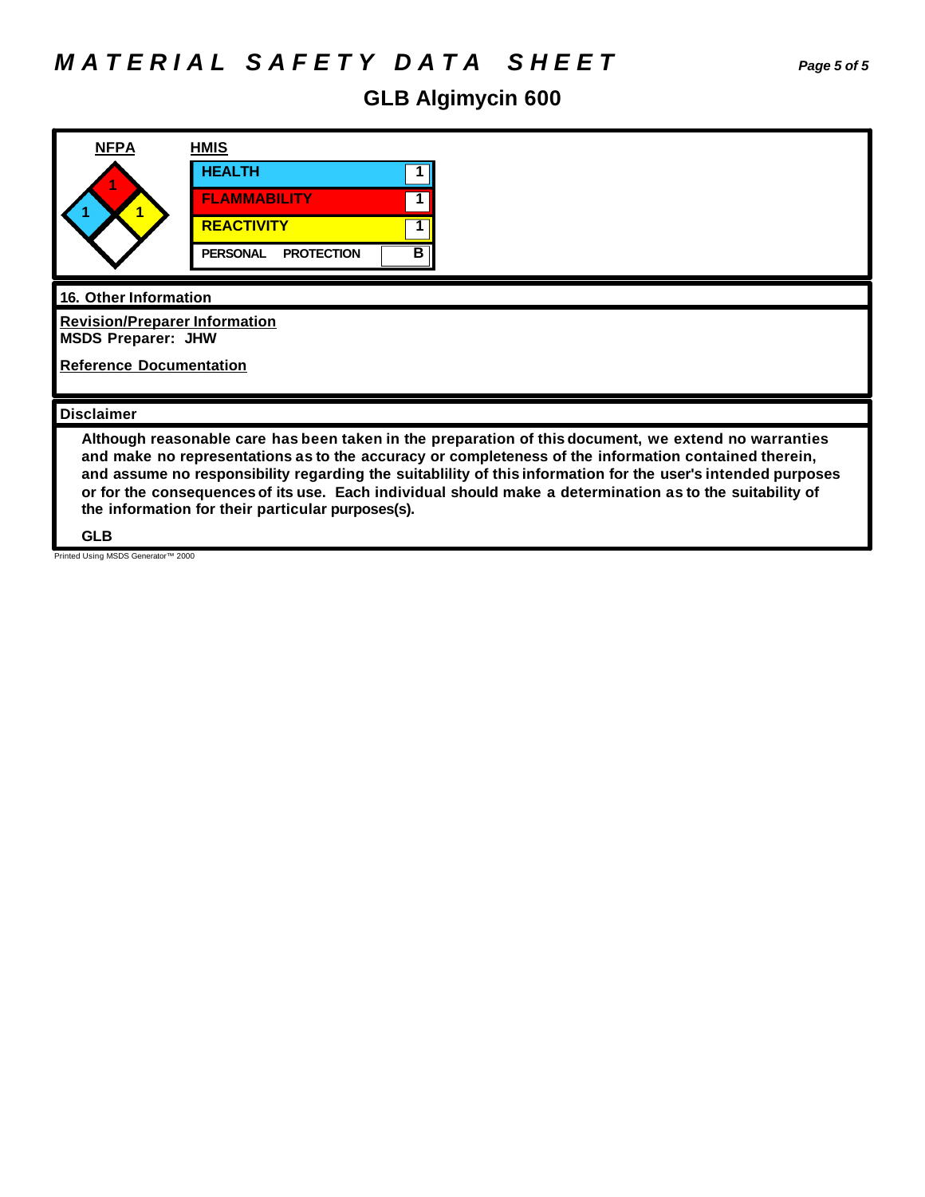# MATERIAL SAFETY DATA SHEET

## GLB Algimycin 600

**NFPA**

1
1 1

**HMIS**

| | |
|---|---|
| HEALTH | 1 |
| FLAMMABILITY | 1 |
| REACTIVITY | 1 |
| PERSONAL PROTECTION | B |

### 16. Other Information

**Revision/Preparer Information**
**MSDS Preparer: JHW**

**Reference Documentation**

### Disclaimer

**Although reasonable care has been taken in the preparation of this document, we extend no warranties and make no representations as to the accuracy or completeness of the information contained therein, and assume no responsibility regarding the suitablility of this information for the user's intended purposes or for the consequences of its use. Each individual should make a determination as to the suitability of the information for their particular purposes(s).**

**GLB**

Printed Using MSDS Generator™ 2000